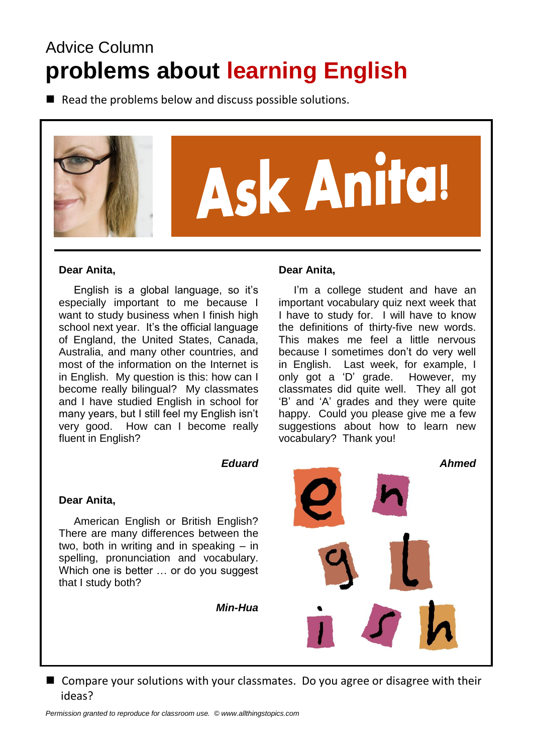Advice Column

# problems about learning English

- Read the problems below and discuss possible solutions.

## Ask Anita!

**Dear Anita,**

English is a global language, so it's especially important to me because I want to study business when I finish high school next year. It's the official language of England, the United States, Canada, Australia, and many other countries, and most of the information on the Internet is in English. My question is this: how can I become really bilingual? My classmates and I have studied English in school for many years, but I still feel my English isn't very good. How can I become really fluent in English?

***Eduard***

**Dear Anita,**

I'm a college student and have an important vocabulary quiz next week that I have to study for. I will have to know the definitions of thirty-five new words. This makes me feel a little nervous because I sometimes don't do very well in English. Last week, for example, I only got a 'D' grade. However, my classmates did quite well. They all got 'B' and 'A' grades and they were quite happy. Could you please give me a few suggestions about how to learn new vocabulary? Thank you!

***Ahmed***

**Dear Anita,**

American English or British English? There are many differences between the two, both in writing and in speaking – in spelling, pronunciation and vocabulary. Which one is better … or do you suggest that I study both?

***Min-Hua***

- Compare your solutions with your classmates. Do you agree or disagree with their ideas?

*Permission granted to reproduce for classroom use. © www.allthingstopics.com*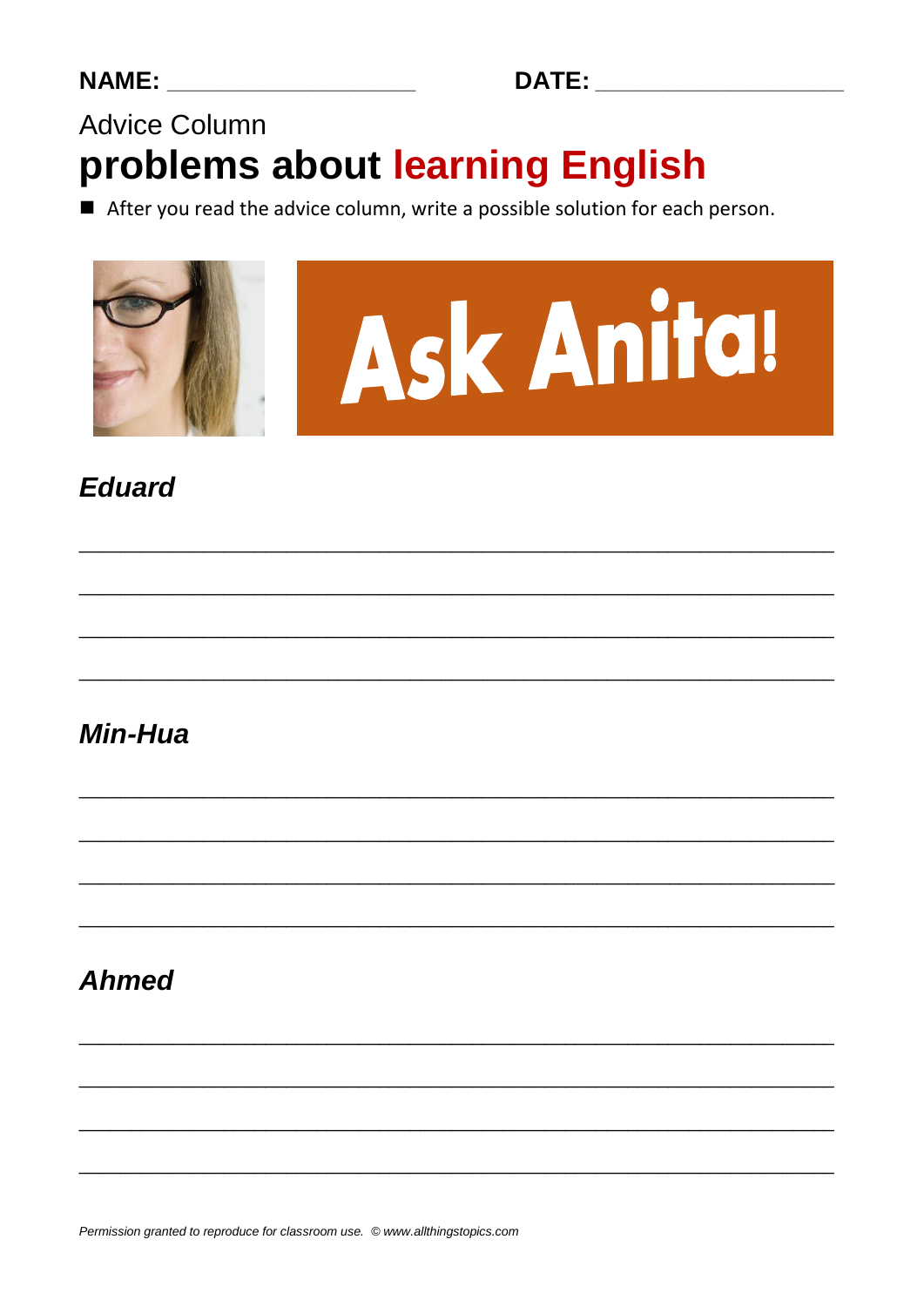**NAME:** ___________________ **DATE:** ___________________

Advice Column

# problems about learning English

- After you read the advice column, write a possible solution for each person.

Ask Anita!

***Eduard***

_______________________________________________________________

_______________________________________________________________

_______________________________________________________________

_______________________________________________________________

***Min-Hua***

_______________________________________________________________

_______________________________________________________________

_______________________________________________________________

_______________________________________________________________

***Ahmed***

_______________________________________________________________

_______________________________________________________________

_______________________________________________________________

_______________________________________________________________

*Permission granted to reproduce for classroom use. © www.allthingstopics.com*